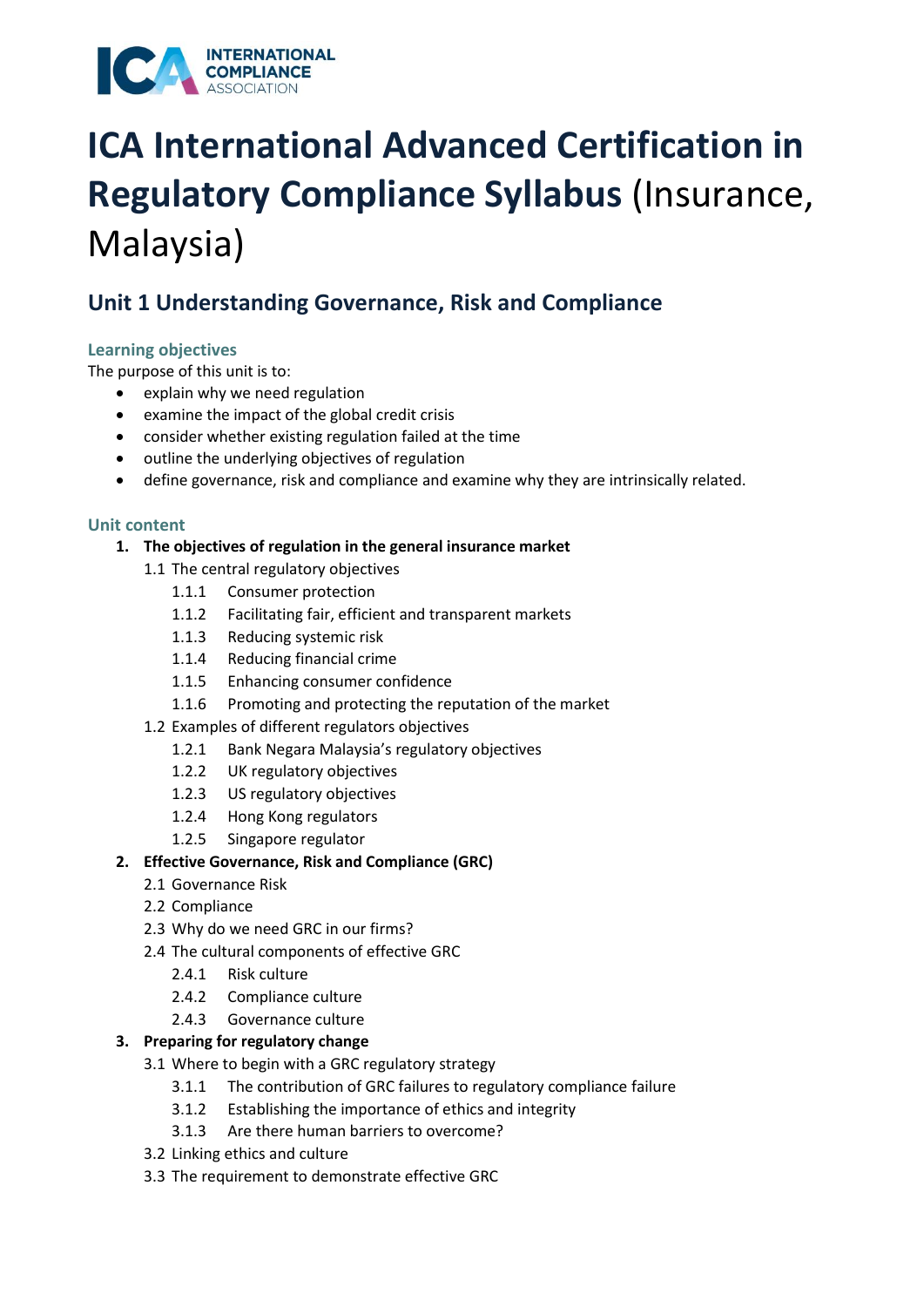# ICA International Advanced Certification in Regulatory Compliance Syllabus (Insurance, Malaysia)

## Unit 1 Understanding Governance, Risk and Compliance

### Learning objectives

The purpose of this unit is to:

- explain why we need regulation
- examine the impact of the global credit crisis
- consider whether existing regulation failed at the time
- outline the underlying objectives of regulation
- define governance, risk and compliance and examine why they are intrinsically related.

### Unit content

1. **The objectives of regulation in the general insurance market**
   - 1.1 The central regulatory objectives
     - 1.1.1 Consumer protection
     - 1.1.2 Facilitating fair, efficient and transparent markets
     - 1.1.3 Reducing systemic risk
     - 1.1.4 Reducing financial crime
     - 1.1.5 Enhancing consumer confidence
     - 1.1.6 Promoting and protecting the reputation of the market
   - 1.2 Examples of different regulators objectives
     - 1.2.1 Bank Negara Malaysia's regulatory objectives
     - 1.2.2 UK regulatory objectives
     - 1.2.3 US regulatory objectives
     - 1.2.4 Hong Kong regulators
     - 1.2.5 Singapore regulator
2. **Effective Governance, Risk and Compliance (GRC)**
   - 2.1 Governance Risk
   - 2.2 Compliance
   - 2.3 Why do we need GRC in our firms?
   - 2.4 The cultural components of effective GRC
     - 2.4.1 Risk culture
     - 2.4.2 Compliance culture
     - 2.4.3 Governance culture
3. **Preparing for regulatory change**
   - 3.1 Where to begin with a GRC regulatory strategy
     - 3.1.1 The contribution of GRC failures to regulatory compliance failure
     - 3.1.2 Establishing the importance of ethics and integrity
     - 3.1.3 Are there human barriers to overcome?
   - 3.2 Linking ethics and culture
   - 3.3 The requirement to demonstrate effective GRC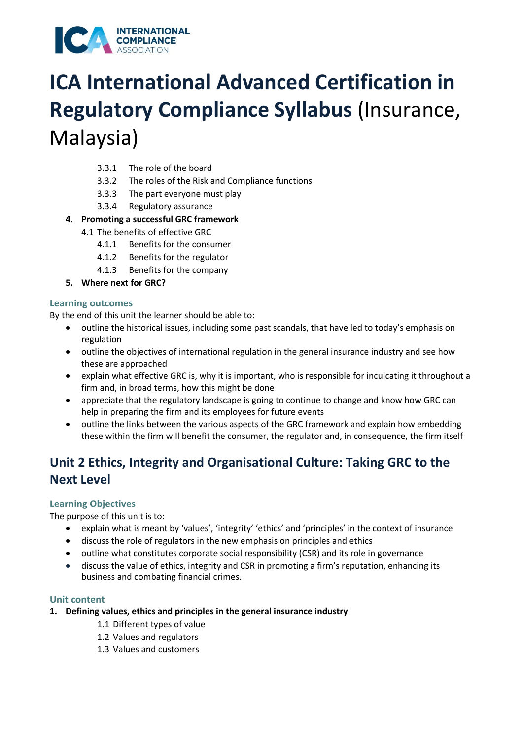# ICA International Advanced Certification in Regulatory Compliance Syllabus (Insurance, Malaysia)

- 3.3.1 The role of the board
- 3.3.2 The roles of the Risk and Compliance functions
- 3.3.3 The part everyone must play
- 3.3.4 Regulatory assurance

4. **Promoting a successful GRC framework**
   - 4.1 The benefits of effective GRC
     - 4.1.1 Benefits for the consumer
     - 4.1.2 Benefits for the regulator
     - 4.1.3 Benefits for the company
5. **Where next for GRC?**

### Learning outcomes

By the end of this unit the learner should be able to:

- outline the historical issues, including some past scandals, that have led to today's emphasis on regulation
- outline the objectives of international regulation in the general insurance industry and see how these are approached
- explain what effective GRC is, why it is important, who is responsible for inculcating it throughout a firm and, in broad terms, how this might be done
- appreciate that the regulatory landscape is going to continue to change and know how GRC can help in preparing the firm and its employees for future events
- outline the links between the various aspects of the GRC framework and explain how embedding these within the firm will benefit the consumer, the regulator and, in consequence, the firm itself

## Unit 2 Ethics, Integrity and Organisational Culture: Taking GRC to the Next Level

### Learning Objectives

The purpose of this unit is to:

- explain what is meant by 'values', 'integrity' 'ethics' and 'principles' in the context of insurance
- discuss the role of regulators in the new emphasis on principles and ethics
- outline what constitutes corporate social responsibility (CSR) and its role in governance
- discuss the value of ethics, integrity and CSR in promoting a firm's reputation, enhancing its business and combating financial crimes.

### Unit content

1. **Defining values, ethics and principles in the general insurance industry**
   - 1.1 Different types of value
   - 1.2 Values and regulators
   - 1.3 Values and customers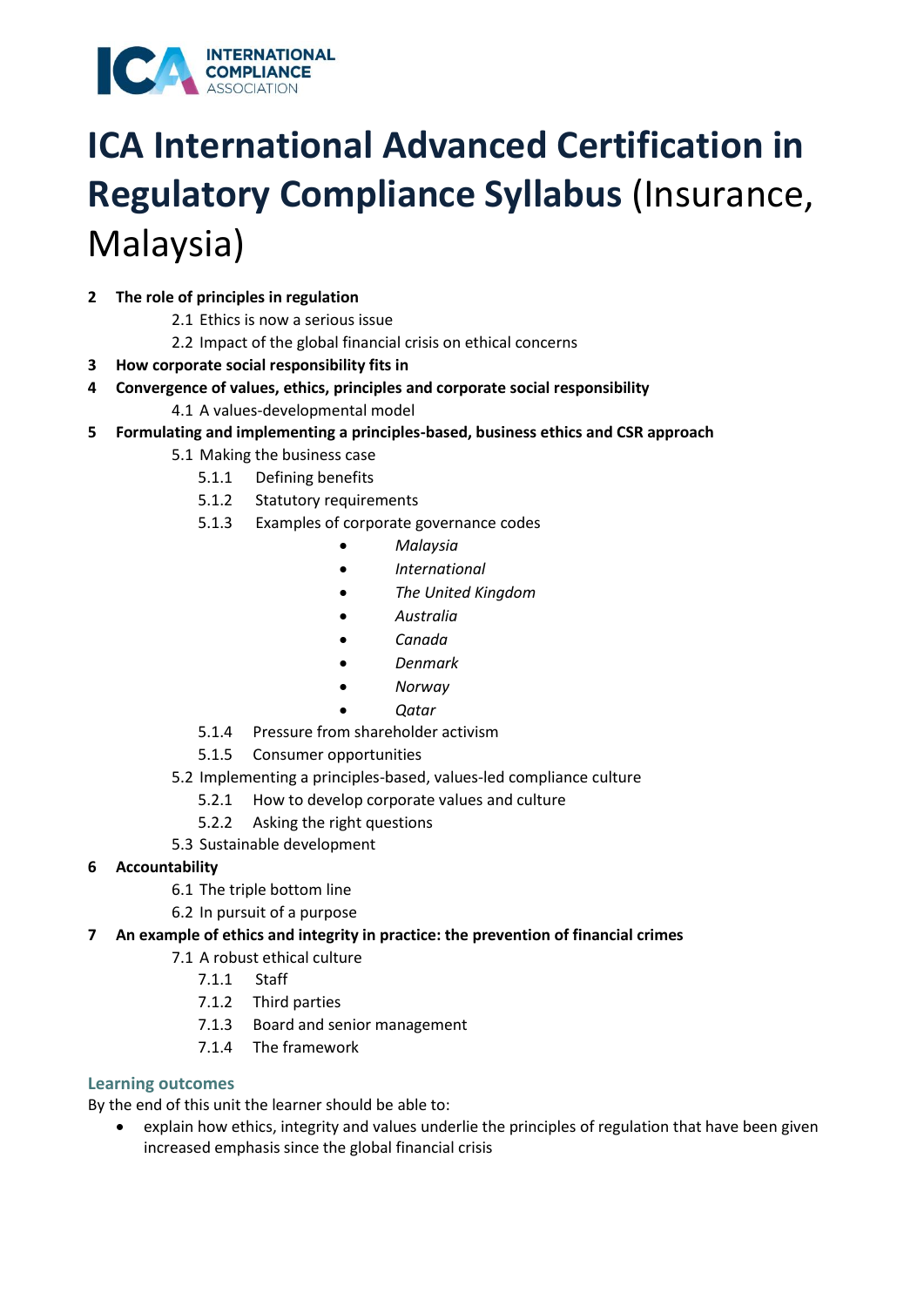# ICA International Advanced Certification in Regulatory Compliance Syllabus (Insurance, Malaysia)

**2 The role of principles in regulation**

- 2.1 Ethics is now a serious issue
- 2.2 Impact of the global financial crisis on ethical concerns

**3 How corporate social responsibility fits in**

**4 Convergence of values, ethics, principles and corporate social responsibility**

- 4.1 A values-developmental model

**5 Formulating and implementing a principles-based, business ethics and CSR approach**

- 5.1 Making the business case
  - 5.1.1 Defining benefits
  - 5.1.2 Statutory requirements
  - 5.1.3 Examples of corporate governance codes
    - *Malaysia*
    - *International*
    - *The United Kingdom*
    - *Australia*
    - *Canada*
    - *Denmark*
    - *Norway*
    - *Qatar*
  - 5.1.4 Pressure from shareholder activism
  - 5.1.5 Consumer opportunities
- 5.2 Implementing a principles-based, values-led compliance culture
  - 5.2.1 How to develop corporate values and culture
  - 5.2.2 Asking the right questions
- 5.3 Sustainable development

**6 Accountability**

- 6.1 The triple bottom line
- 6.2 In pursuit of a purpose

**7 An example of ethics and integrity in practice: the prevention of financial crimes**

- 7.1 A robust ethical culture
  - 7.1.1 Staff
  - 7.1.2 Third parties
  - 7.1.3 Board and senior management
  - 7.1.4 The framework

### Learning outcomes

By the end of this unit the learner should be able to:

- explain how ethics, integrity and values underlie the principles of regulation that have been given increased emphasis since the global financial crisis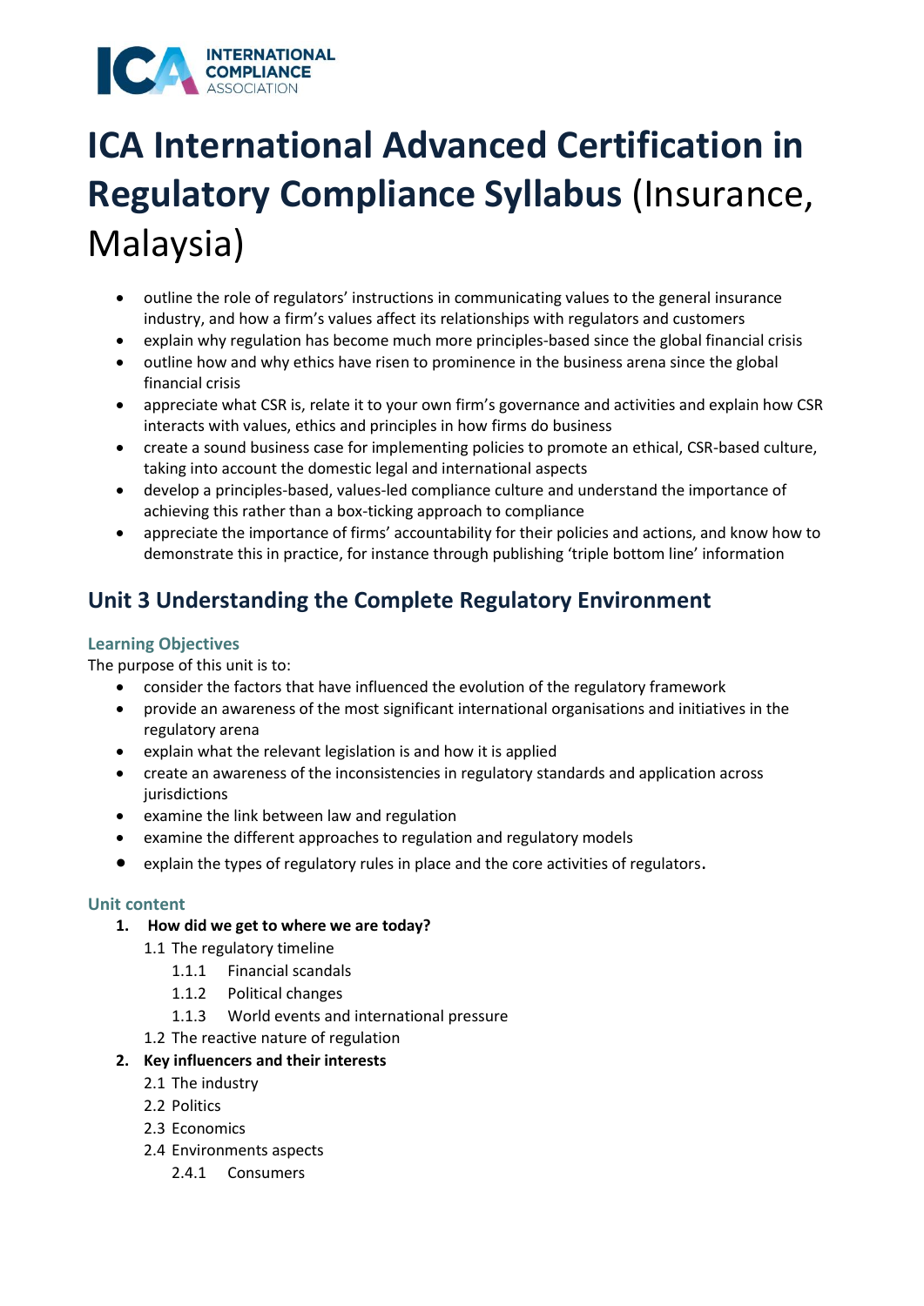# ICA International Advanced Certification in Regulatory Compliance Syllabus (Insurance, Malaysia)

- outline the role of regulators' instructions in communicating values to the general insurance industry, and how a firm's values affect its relationships with regulators and customers
- explain why regulation has become much more principles-based since the global financial crisis
- outline how and why ethics have risen to prominence in the business arena since the global financial crisis
- appreciate what CSR is, relate it to your own firm's governance and activities and explain how CSR interacts with values, ethics and principles in how firms do business
- create a sound business case for implementing policies to promote an ethical, CSR-based culture, taking into account the domestic legal and international aspects
- develop a principles-based, values-led compliance culture and understand the importance of achieving this rather than a box-ticking approach to compliance
- appreciate the importance of firms' accountability for their policies and actions, and know how to demonstrate this in practice, for instance through publishing 'triple bottom line' information

## Unit 3 Understanding the Complete Regulatory Environment

### Learning Objectives

The purpose of this unit is to:

- consider the factors that have influenced the evolution of the regulatory framework
- provide an awareness of the most significant international organisations and initiatives in the regulatory arena
- explain what the relevant legislation is and how it is applied
- create an awareness of the inconsistencies in regulatory standards and application across jurisdictions
- examine the link between law and regulation
- examine the different approaches to regulation and regulatory models
- explain the types of regulatory rules in place and the core activities of regulators.

### Unit content

1. **How did we get to where we are today?**
   - 1.1 The regulatory timeline
     - 1.1.1 Financial scandals
     - 1.1.2 Political changes
     - 1.1.3 World events and international pressure
   - 1.2 The reactive nature of regulation
2. **Key influencers and their interests**
   - 2.1 The industry
   - 2.2 Politics
   - 2.3 Economics
   - 2.4 Environments aspects
     - 2.4.1 Consumers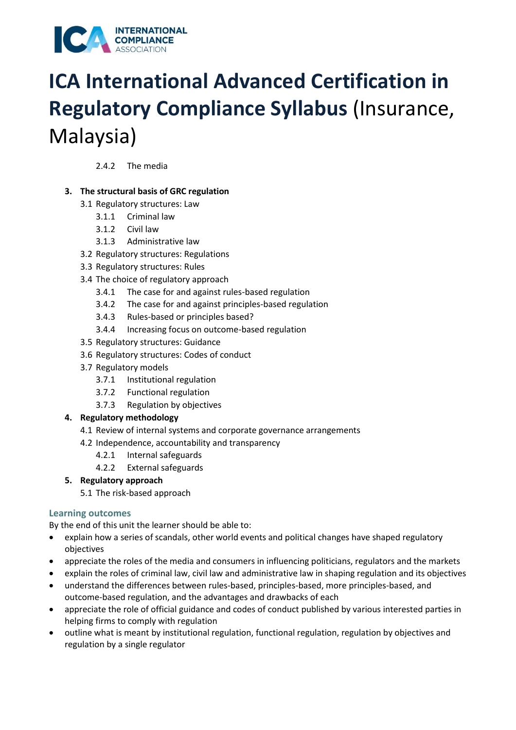- 2.4.2 The media

3. **The structural basis of GRC regulation**
   - 3.1 Regulatory structures: Law
     - 3.1.1 Criminal law
     - 3.1.2 Civil law
     - 3.1.3 Administrative law
   - 3.2 Regulatory structures: Regulations
   - 3.3 Regulatory structures: Rules
   - 3.4 The choice of regulatory approach
     - 3.4.1 The case for and against rules-based regulation
     - 3.4.2 The case for and against principles-based regulation
     - 3.4.3 Rules-based or principles based?
     - 3.4.4 Increasing focus on outcome-based regulation
   - 3.5 Regulatory structures: Guidance
   - 3.6 Regulatory structures: Codes of conduct
   - 3.7 Regulatory models
     - 3.7.1 Institutional regulation
     - 3.7.2 Functional regulation
     - 3.7.3 Regulation by objectives
4. **Regulatory methodology**
   - 4.1 Review of internal systems and corporate governance arrangements
   - 4.2 Independence, accountability and transparency
     - 4.2.1 Internal safeguards
     - 4.2.2 External safeguards
5. **Regulatory approach**
   - 5.1 The risk-based approach

### Learning outcomes

By the end of this unit the learner should be able to:

- explain how a series of scandals, other world events and political changes have shaped regulatory objectives
- appreciate the roles of the media and consumers in influencing politicians, regulators and the markets
- explain the roles of criminal law, civil law and administrative law in shaping regulation and its objectives
- understand the differences between rules-based, principles-based, more principles-based, and outcome-based regulation, and the advantages and drawbacks of each
- appreciate the role of official guidance and codes of conduct published by various interested parties in helping firms to comply with regulation
- outline what is meant by institutional regulation, functional regulation, regulation by objectives and regulation by a single regulator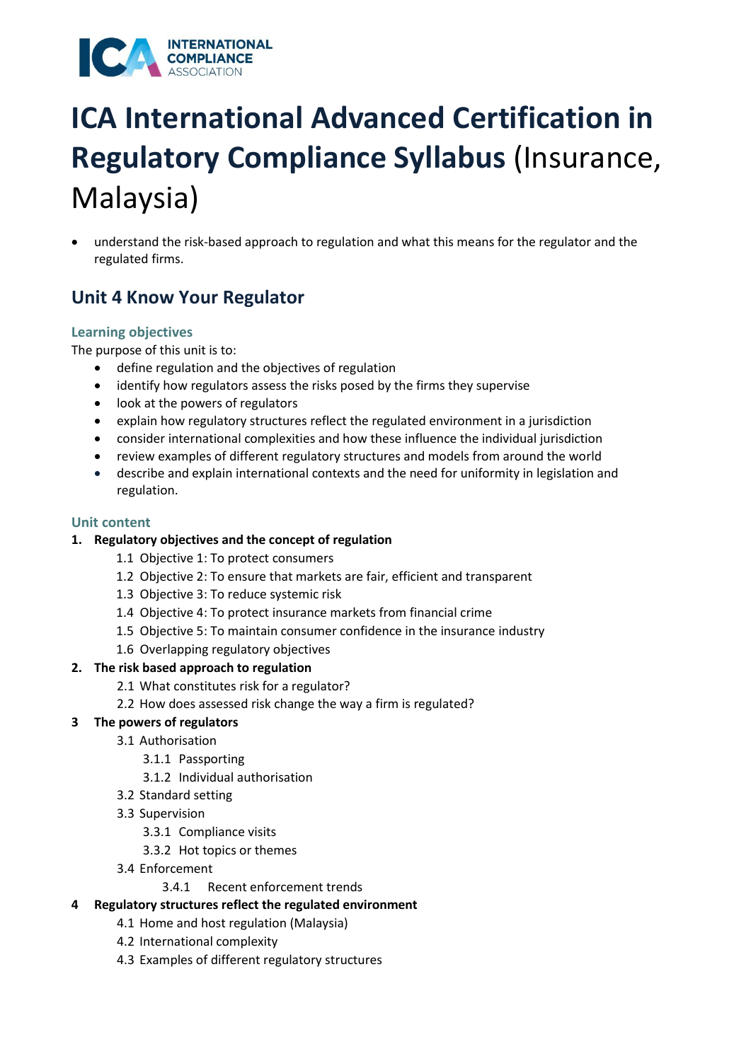# ICA International Advanced Certification in Regulatory Compliance Syllabus (Insurance, Malaysia)

- understand the risk-based approach to regulation and what this means for the regulator and the regulated firms.

## Unit 4 Know Your Regulator

### Learning objectives

The purpose of this unit is to:

- define regulation and the objectives of regulation
- identify how regulators assess the risks posed by the firms they supervise
- look at the powers of regulators
- explain how regulatory structures reflect the regulated environment in a jurisdiction
- consider international complexities and how these influence the individual jurisdiction
- review examples of different regulatory structures and models from around the world
- describe and explain international contexts and the need for uniformity in legislation and regulation.

### Unit content

1. **Regulatory objectives and the concept of regulation**
   - 1.1 Objective 1: To protect consumers
   - 1.2 Objective 2: To ensure that markets are fair, efficient and transparent
   - 1.3 Objective 3: To reduce systemic risk
   - 1.4 Objective 4: To protect insurance markets from financial crime
   - 1.5 Objective 5: To maintain consumer confidence in the insurance industry
   - 1.6 Overlapping regulatory objectives
2. **The risk based approach to regulation**
   - 2.1 What constitutes risk for a regulator?
   - 2.2 How does assessed risk change the way a firm is regulated?
3. **The powers of regulators**
   - 3.1 Authorisation
     - 3.1.1 Passporting
     - 3.1.2 Individual authorisation
   - 3.2 Standard setting
   - 3.3 Supervision
     - 3.3.1 Compliance visits
     - 3.3.2 Hot topics or themes
   - 3.4 Enforcement
     - 3.4.1 Recent enforcement trends
4. **Regulatory structures reflect the regulated environment**
   - 4.1 Home and host regulation (Malaysia)
   - 4.2 International complexity
   - 4.3 Examples of different regulatory structures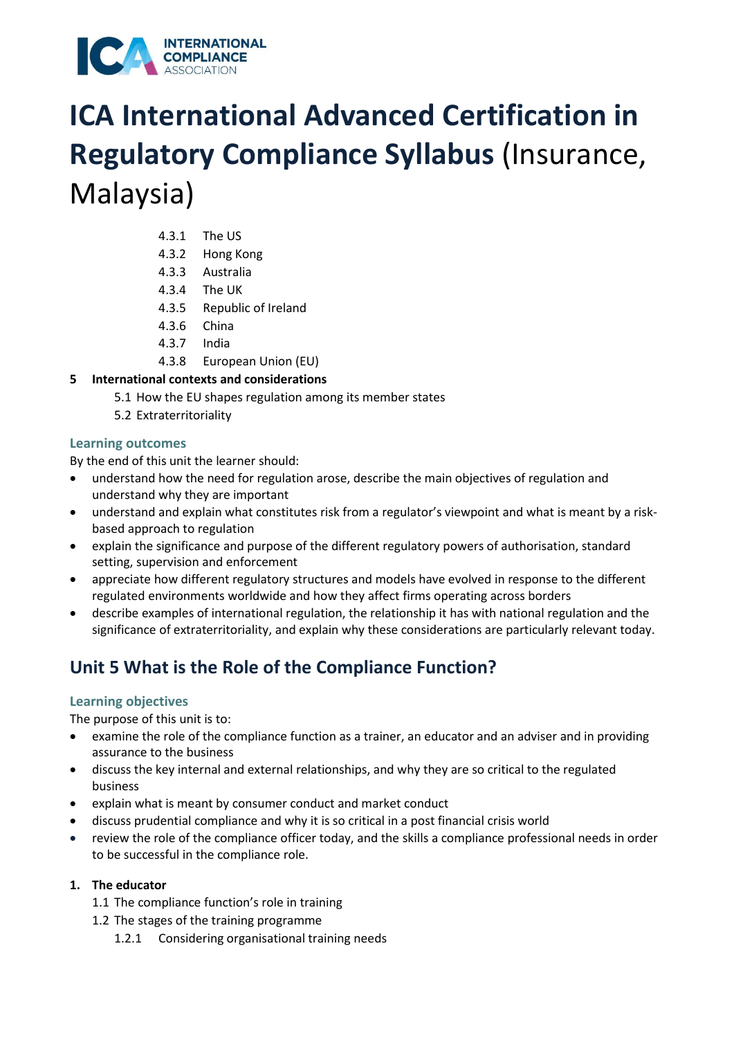# ICA International Advanced Certification in Regulatory Compliance Syllabus (Insurance, Malaysia)

- 4.3.1 The US
- 4.3.2 Hong Kong
- 4.3.3 Australia
- 4.3.4 The UK
- 4.3.5 Republic of Ireland
- 4.3.6 China
- 4.3.7 India
- 4.3.8 European Union (EU)

**5 International contexts and considerations**

- 5.1 How the EU shapes regulation among its member states
- 5.2 Extraterritoriality

### Learning outcomes

By the end of this unit the learner should:

- understand how the need for regulation arose, describe the main objectives of regulation and understand why they are important
- understand and explain what constitutes risk from a regulator's viewpoint and what is meant by a risk-based approach to regulation
- explain the significance and purpose of the different regulatory powers of authorisation, standard setting, supervision and enforcement
- appreciate how different regulatory structures and models have evolved in response to the different regulated environments worldwide and how they affect firms operating across borders
- describe examples of international regulation, the relationship it has with national regulation and the significance of extraterritoriality, and explain why these considerations are particularly relevant today.

## Unit 5 What is the Role of the Compliance Function?

### Learning objectives

The purpose of this unit is to:

- examine the role of the compliance function as a trainer, an educator and an adviser and in providing assurance to the business
- discuss the key internal and external relationships, and why they are so critical to the regulated business
- explain what is meant by consumer conduct and market conduct
- discuss prudential compliance and why it is so critical in a post financial crisis world
- review the role of the compliance officer today, and the skills a compliance professional needs in order to be successful in the compliance role.

**1. The educator**

- 1.1 The compliance function's role in training
- 1.2 The stages of the training programme
  - 1.2.1 Considering organisational training needs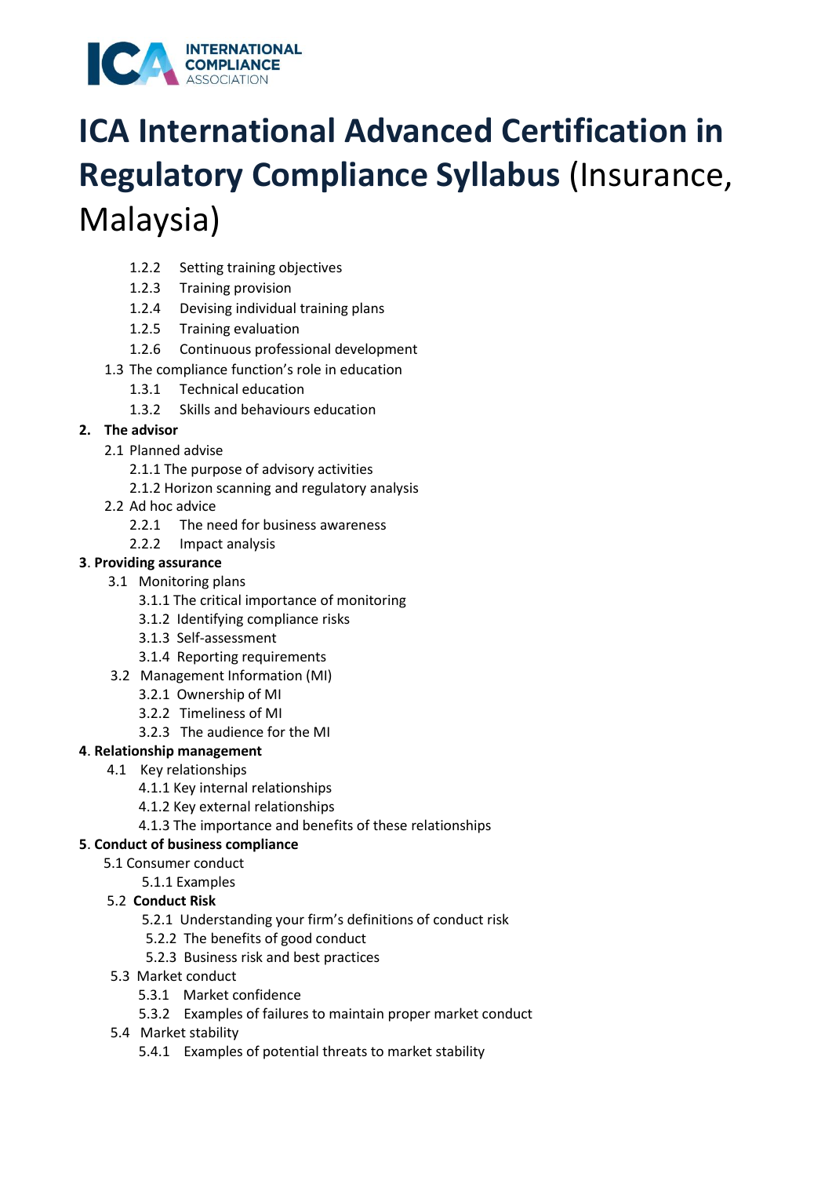# ICA International Advanced Certification in Regulatory Compliance Syllabus (Insurance, Malaysia)

- 1.2.2 Setting training objectives
- 1.2.3 Training provision
- 1.2.4 Devising individual training plans
- 1.2.5 Training evaluation
- 1.2.6 Continuous professional development

1.3 The compliance function's role in education

- 1.3.1 Technical education
- 1.3.2 Skills and behaviours education

**2. The advisor**

2.1 Planned advise

- 2.1.1 The purpose of advisory activities
- 2.1.2 Horizon scanning and regulatory analysis

2.2 Ad hoc advice

- 2.2.1 The need for business awareness
- 2.2.2 Impact analysis

**3. Providing assurance**

3.1 Monitoring plans

- 3.1.1 The critical importance of monitoring
- 3.1.2 Identifying compliance risks
- 3.1.3 Self-assessment
- 3.1.4 Reporting requirements

3.2 Management Information (MI)

- 3.2.1 Ownership of MI
- 3.2.2 Timeliness of MI
- 3.2.3 The audience for the MI

**4. Relationship management**

4.1 Key relationships

- 4.1.1 Key internal relationships
- 4.1.2 Key external relationships
- 4.1.3 The importance and benefits of these relationships

**5. Conduct of business compliance**

5.1 Consumer conduct

- 5.1.1 Examples

5.2 **Conduct Risk**

- 5.2.1 Understanding your firm's definitions of conduct risk
- 5.2.2 The benefits of good conduct
- 5.2.3 Business risk and best practices

5.3 Market conduct

- 5.3.1 Market confidence
- 5.3.2 Examples of failures to maintain proper market conduct

5.4 Market stability

- 5.4.1 Examples of potential threats to market stability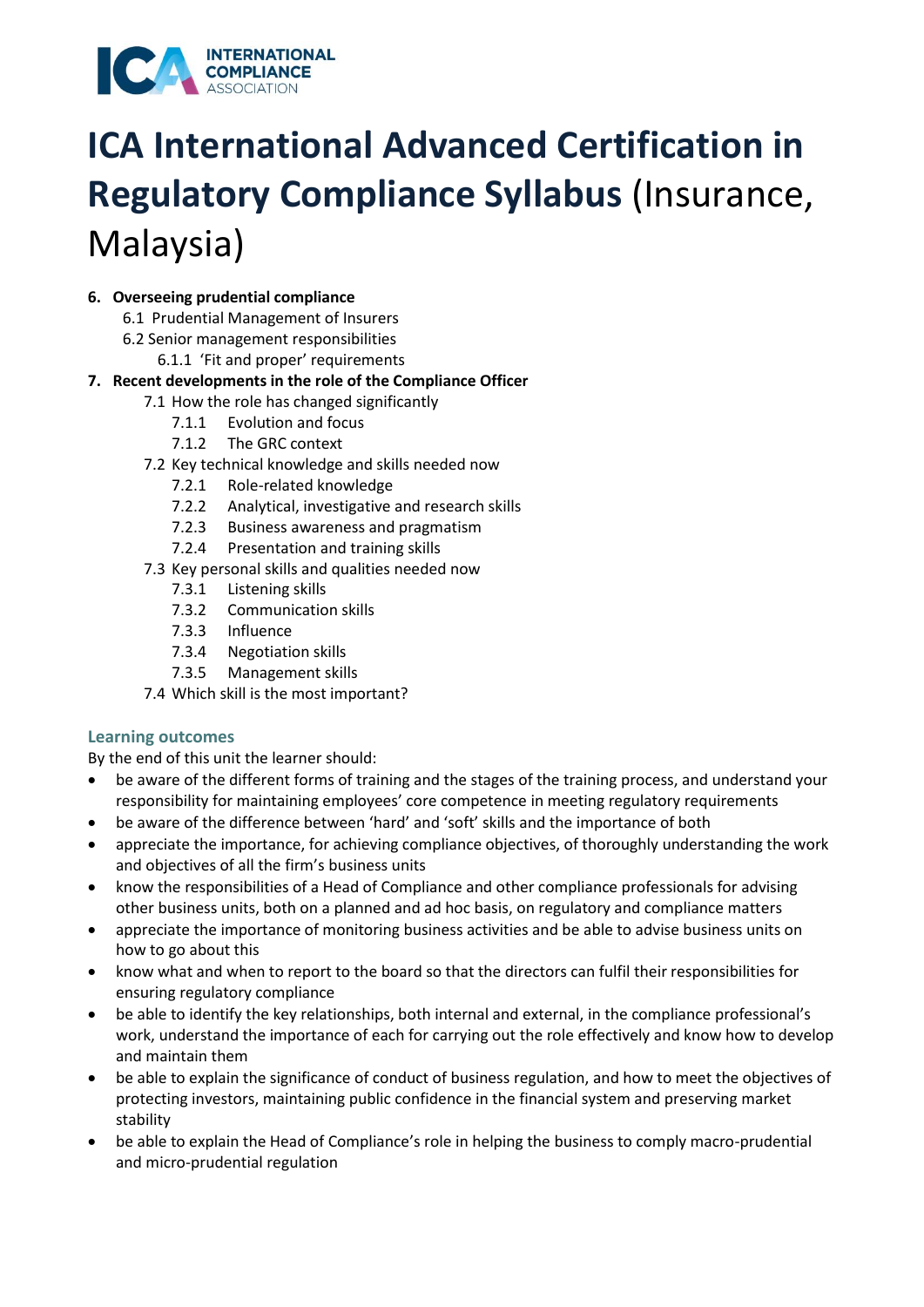# ICA International Advanced Certification in Regulatory Compliance Syllabus (Insurance, Malaysia)

6. **Overseeing prudential compliance**
   - 6.1 Prudential Management of Insurers
   - 6.2 Senior management responsibilities
     - 6.1.1 'Fit and proper' requirements
7. **Recent developments in the role of the Compliance Officer**
   - 7.1 How the role has changed significantly
     - 7.1.1 Evolution and focus
     - 7.1.2 The GRC context
   - 7.2 Key technical knowledge and skills needed now
     - 7.2.1 Role-related knowledge
     - 7.2.2 Analytical, investigative and research skills
     - 7.2.3 Business awareness and pragmatism
     - 7.2.4 Presentation and training skills
   - 7.3 Key personal skills and qualities needed now
     - 7.3.1 Listening skills
     - 7.3.2 Communication skills
     - 7.3.3 Influence
     - 7.3.4 Negotiation skills
     - 7.3.5 Management skills
   - 7.4 Which skill is the most important?

### Learning outcomes

By the end of this unit the learner should:

- be aware of the different forms of training and the stages of the training process, and understand your responsibility for maintaining employees' core competence in meeting regulatory requirements
- be aware of the difference between 'hard' and 'soft' skills and the importance of both
- appreciate the importance, for achieving compliance objectives, of thoroughly understanding the work and objectives of all the firm's business units
- know the responsibilities of a Head of Compliance and other compliance professionals for advising other business units, both on a planned and ad hoc basis, on regulatory and compliance matters
- appreciate the importance of monitoring business activities and be able to advise business units on how to go about this
- know what and when to report to the board so that the directors can fulfil their responsibilities for ensuring regulatory compliance
- be able to identify the key relationships, both internal and external, in the compliance professional's work, understand the importance of each for carrying out the role effectively and know how to develop and maintain them
- be able to explain the significance of conduct of business regulation, and how to meet the objectives of protecting investors, maintaining public confidence in the financial system and preserving market stability
- be able to explain the Head of Compliance's role in helping the business to comply macro-prudential and micro-prudential regulation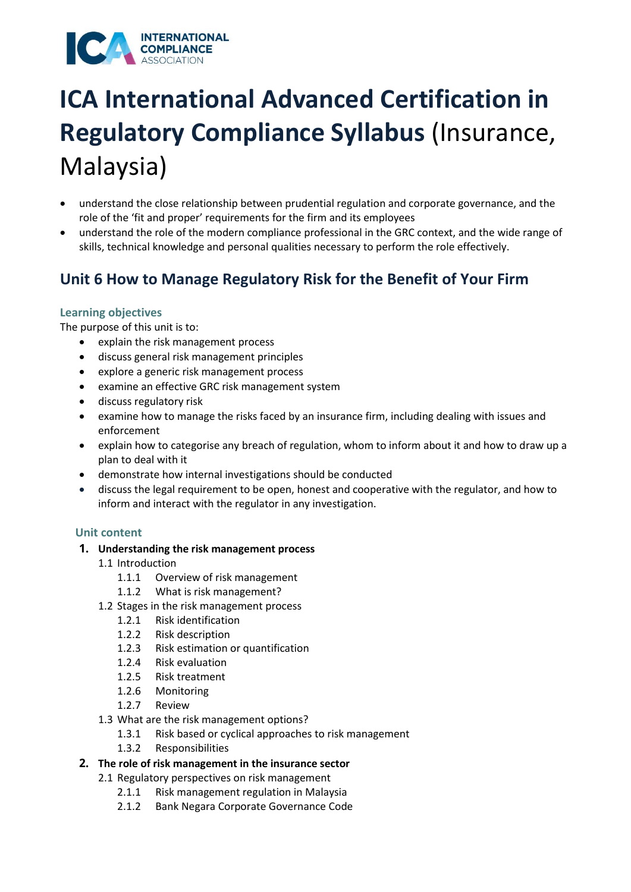# ICA International Advanced Certification in Regulatory Compliance Syllabus (Insurance, Malaysia)

- understand the close relationship between prudential regulation and corporate governance, and the role of the 'fit and proper' requirements for the firm and its employees
- understand the role of the modern compliance professional in the GRC context, and the wide range of skills, technical knowledge and personal qualities necessary to perform the role effectively.

## Unit 6 How to Manage Regulatory Risk for the Benefit of Your Firm

### Learning objectives

The purpose of this unit is to:

- explain the risk management process
- discuss general risk management principles
- explore a generic risk management process
- examine an effective GRC risk management system
- discuss regulatory risk
- examine how to manage the risks faced by an insurance firm, including dealing with issues and enforcement
- explain how to categorise any breach of regulation, whom to inform about it and how to draw up a plan to deal with it
- demonstrate how internal investigations should be conducted
- discuss the legal requirement to be open, honest and cooperative with the regulator, and how to inform and interact with the regulator in any investigation.

### Unit content

1. **Understanding the risk management process**
   - 1.1 Introduction
     - 1.1.1 Overview of risk management
     - 1.1.2 What is risk management?
   - 1.2 Stages in the risk management process
     - 1.2.1 Risk identification
     - 1.2.2 Risk description
     - 1.2.3 Risk estimation or quantification
     - 1.2.4 Risk evaluation
     - 1.2.5 Risk treatment
     - 1.2.6 Monitoring
     - 1.2.7 Review
   - 1.3 What are the risk management options?
     - 1.3.1 Risk based or cyclical approaches to risk management
     - 1.3.2 Responsibilities
2. **The role of risk management in the insurance sector**
   - 2.1 Regulatory perspectives on risk management
     - 2.1.1 Risk management regulation in Malaysia
     - 2.1.2 Bank Negara Corporate Governance Code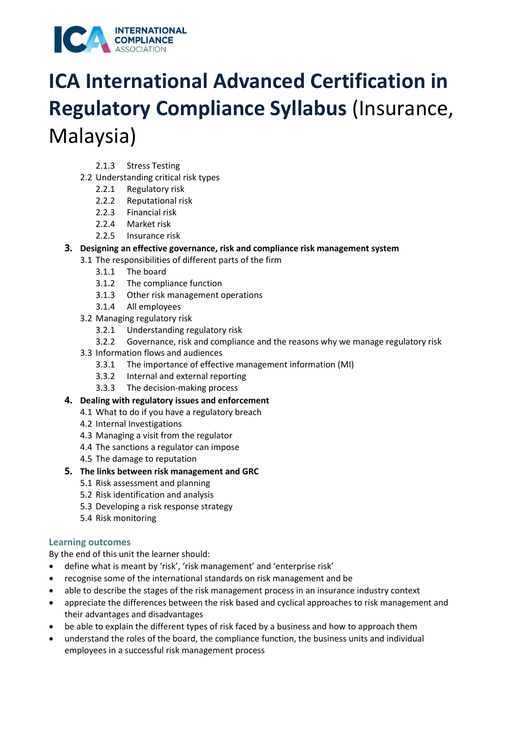# ICA International Advanced Certification in Regulatory Compliance Syllabus (Insurance, Malaysia)

- 2.1.3 Stress Testing
- 2.2 Understanding critical risk types
  - 2.2.1 Regulatory risk
  - 2.2.2 Reputational risk
  - 2.2.3 Financial risk
  - 2.2.4 Market risk
  - 2.2.5 Insurance risk

**3. Designing an effective governance, risk and compliance risk management system**

- 3.1 The responsibilities of different parts of the firm
  - 3.1.1 The board
  - 3.1.2 The compliance function
  - 3.1.3 Other risk management operations
  - 3.1.4 All employees
- 3.2 Managing regulatory risk
  - 3.2.1 Understanding regulatory risk
  - 3.2.2 Governance, risk and compliance and the reasons why we manage regulatory risk
- 3.3 Information flows and audiences
  - 3.3.1 The importance of effective management information (MI)
  - 3.3.2 Internal and external reporting
  - 3.3.3 The decision-making process

**4. Dealing with regulatory issues and enforcement**

- 4.1 What to do if you have a regulatory breach
- 4.2 Internal Investigations
- 4.3 Managing a visit from the regulator
- 4.4 The sanctions a regulator can impose
- 4.5 The damage to reputation

**5. The links between risk management and GRC**

- 5.1 Risk assessment and planning
- 5.2 Risk identification and analysis
- 5.3 Developing a risk response strategy
- 5.4 Risk monitoring

### Learning outcomes

By the end of this unit the learner should:

- define what is meant by 'risk', 'risk management' and 'enterprise risk'
- recognise some of the international standards on risk management and be
- able to describe the stages of the risk management process in an insurance industry context
- appreciate the differences between the risk based and cyclical approaches to risk management and their advantages and disadvantages
- be able to explain the different types of risk faced by a business and how to approach them
- understand the roles of the board, the compliance function, the business units and individual employees in a successful risk management process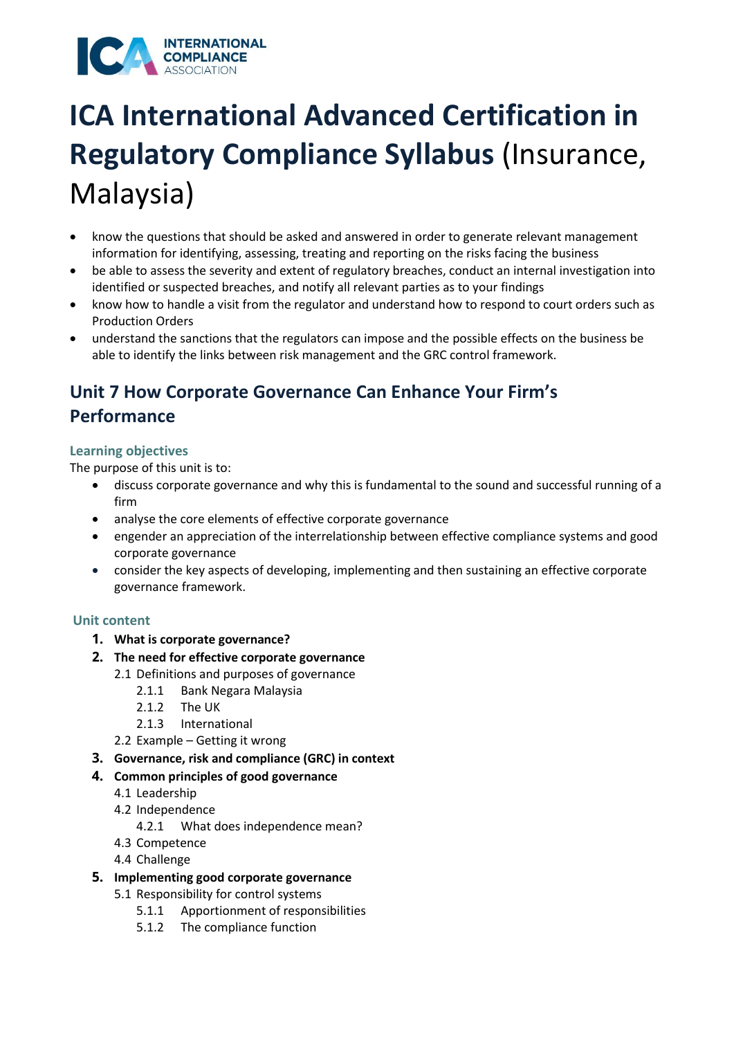# ICA International Advanced Certification in Regulatory Compliance Syllabus (Insurance, Malaysia)

- know the questions that should be asked and answered in order to generate relevant management information for identifying, assessing, treating and reporting on the risks facing the business
- be able to assess the severity and extent of regulatory breaches, conduct an internal investigation into identified or suspected breaches, and notify all relevant parties as to your findings
- know how to handle a visit from the regulator and understand how to respond to court orders such as Production Orders
- understand the sanctions that the regulators can impose and the possible effects on the business be able to identify the links between risk management and the GRC control framework.

## Unit 7 How Corporate Governance Can Enhance Your Firm's Performance

### Learning objectives

The purpose of this unit is to:

- discuss corporate governance and why this is fundamental to the sound and successful running of a firm
- analyse the core elements of effective corporate governance
- engender an appreciation of the interrelationship between effective compliance systems and good corporate governance
- consider the key aspects of developing, implementing and then sustaining an effective corporate governance framework.

### Unit content

1. **What is corporate governance?**
2. **The need for effective corporate governance**
   - 2.1 Definitions and purposes of governance
     - 2.1.1 Bank Negara Malaysia
     - 2.1.2 The UK
     - 2.1.3 International
   - 2.2 Example – Getting it wrong
3. **Governance, risk and compliance (GRC) in context**
4. **Common principles of good governance**
   - 4.1 Leadership
   - 4.2 Independence
     - 4.2.1 What does independence mean?
   - 4.3 Competence
   - 4.4 Challenge
5. **Implementing good corporate governance**
   - 5.1 Responsibility for control systems
     - 5.1.1 Apportionment of responsibilities
     - 5.1.2 The compliance function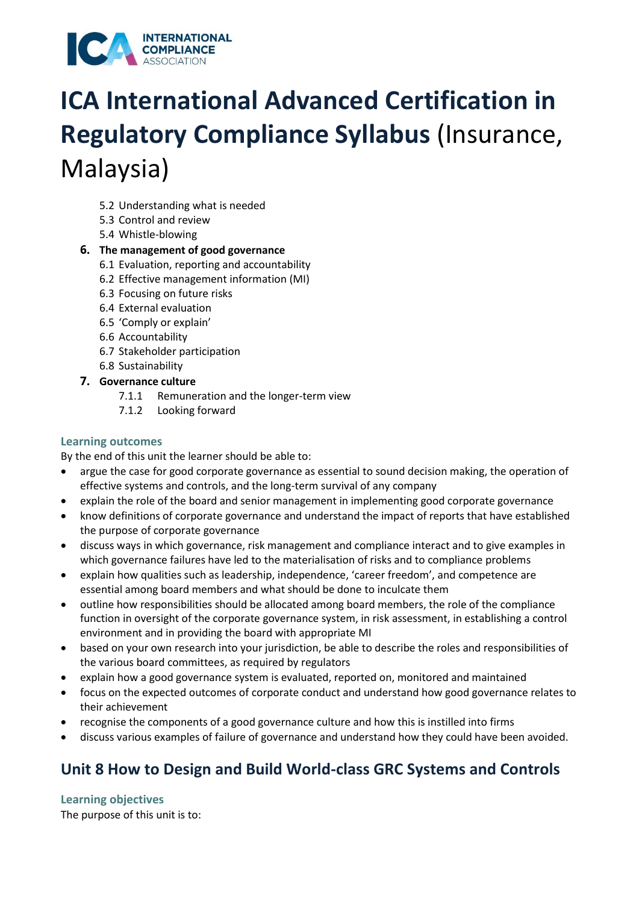5.2 Understanding what is needed
5.3 Control and review
5.4 Whistle-blowing

6. **The management of good governance**
    6.1 Evaluation, reporting and accountability
    6.2 Effective management information (MI)
    6.3 Focusing on future risks
    6.4 External evaluation
    6.5 'Comply or explain'
    6.6 Accountability
    6.7 Stakeholder participation
    6.8 Sustainability

7. **Governance culture**
    7.1.1 Remuneration and the longer-term view
    7.1.2 Looking forward

### Learning outcomes

By the end of this unit the learner should be able to:

- argue the case for good corporate governance as essential to sound decision making, the operation of effective systems and controls, and the long-term survival of any company
- explain the role of the board and senior management in implementing good corporate governance
- know definitions of corporate governance and understand the impact of reports that have established the purpose of corporate governance
- discuss ways in which governance, risk management and compliance interact and to give examples in which governance failures have led to the materialisation of risks and to compliance problems
- explain how qualities such as leadership, independence, 'career freedom', and competence are essential among board members and what should be done to inculcate them
- outline how responsibilities should be allocated among board members, the role of the compliance function in oversight of the corporate governance system, in risk assessment, in establishing a control environment and in providing the board with appropriate MI
- based on your own research into your jurisdiction, be able to describe the roles and responsibilities of the various board committees, as required by regulators
- explain how a good governance system is evaluated, reported on, monitored and maintained
- focus on the expected outcomes of corporate conduct and understand how good governance relates to their achievement
- recognise the components of a good governance culture and how this is instilled into firms
- discuss various examples of failure of governance and understand how they could have been avoided.

## Unit 8 How to Design and Build World-class GRC Systems and Controls

### Learning objectives

The purpose of this unit is to: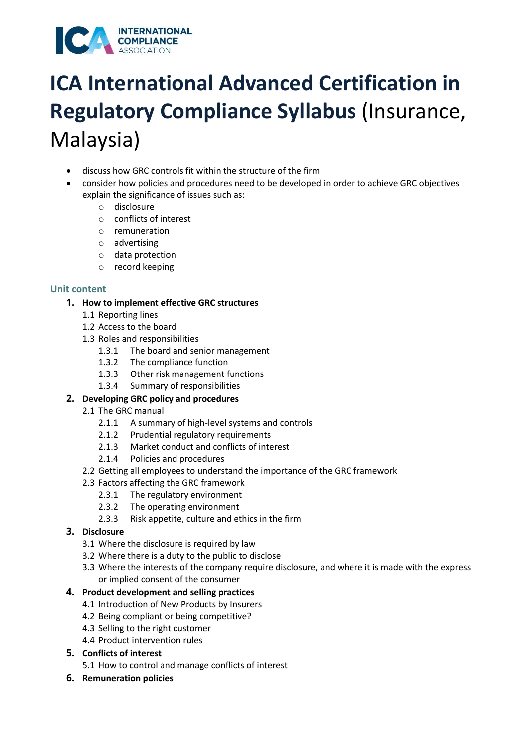# ICA International Advanced Certification in Regulatory Compliance Syllabus (Insurance, Malaysia)

- discuss how GRC controls fit within the structure of the firm
- consider how policies and procedures need to be developed in order to achieve GRC objectives explain the significance of issues such as:
  - disclosure
  - conflicts of interest
  - remuneration
  - advertising
  - data protection
  - record keeping

### Unit content

1. **How to implement effective GRC structures**
   - 1.1 Reporting lines
   - 1.2 Access to the board
   - 1.3 Roles and responsibilities
     - 1.3.1 The board and senior management
     - 1.3.2 The compliance function
     - 1.3.3 Other risk management functions
     - 1.3.4 Summary of responsibilities
2. **Developing GRC policy and procedures**
   - 2.1 The GRC manual
     - 2.1.1 A summary of high-level systems and controls
     - 2.1.2 Prudential regulatory requirements
     - 2.1.3 Market conduct and conflicts of interest
     - 2.1.4 Policies and procedures
   - 2.2 Getting all employees to understand the importance of the GRC framework
   - 2.3 Factors affecting the GRC framework
     - 2.3.1 The regulatory environment
     - 2.3.2 The operating environment
     - 2.3.3 Risk appetite, culture and ethics in the firm
3. **Disclosure**
   - 3.1 Where the disclosure is required by law
   - 3.2 Where there is a duty to the public to disclose
   - 3.3 Where the interests of the company require disclosure, and where it is made with the express or implied consent of the consumer
4. **Product development and selling practices**
   - 4.1 Introduction of New Products by Insurers
   - 4.2 Being compliant or being competitive?
   - 4.3 Selling to the right customer
   - 4.4 Product intervention rules
5. **Conflicts of interest**
   - 5.1 How to control and manage conflicts of interest
6. **Remuneration policies**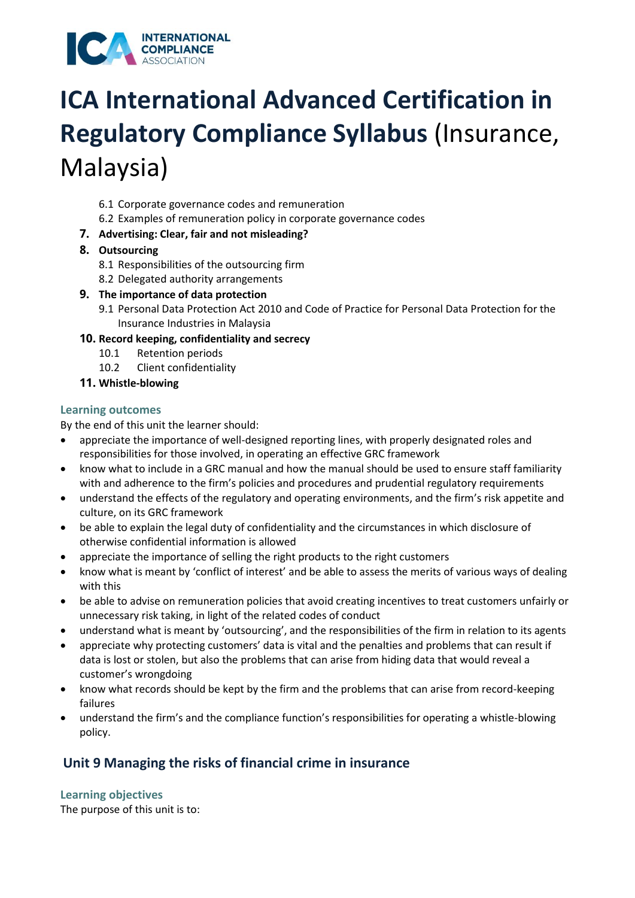6.1 Corporate governance codes and remuneration
6.2 Examples of remuneration policy in corporate governance codes

7. **Advertising: Clear, fair and not misleading?**
8. **Outsourcing**
   - 8.1 Responsibilities of the outsourcing firm
   - 8.2 Delegated authority arrangements
9. **The importance of data protection**
   - 9.1 Personal Data Protection Act 2010 and Code of Practice for Personal Data Protection for the Insurance Industries in Malaysia
10. **Record keeping, confidentiality and secrecy**
    - 10.1 Retention periods
    - 10.2 Client confidentiality
11. **Whistle-blowing**

### Learning outcomes

By the end of this unit the learner should:

- appreciate the importance of well-designed reporting lines, with properly designated roles and responsibilities for those involved, in operating an effective GRC framework
- know what to include in a GRC manual and how the manual should be used to ensure staff familiarity with and adherence to the firm's policies and procedures and prudential regulatory requirements
- understand the effects of the regulatory and operating environments, and the firm's risk appetite and culture, on its GRC framework
- be able to explain the legal duty of confidentiality and the circumstances in which disclosure of otherwise confidential information is allowed
- appreciate the importance of selling the right products to the right customers
- know what is meant by 'conflict of interest' and be able to assess the merits of various ways of dealing with this
- be able to advise on remuneration policies that avoid creating incentives to treat customers unfairly or unnecessary risk taking, in light of the related codes of conduct
- understand what is meant by 'outsourcing', and the responsibilities of the firm in relation to its agents
- appreciate why protecting customers' data is vital and the penalties and problems that can result if data is lost or stolen, but also the problems that can arise from hiding data that would reveal a customer's wrongdoing
- know what records should be kept by the firm and the problems that can arise from record-keeping failures
- understand the firm's and the compliance function's responsibilities for operating a whistle-blowing policy.

## Unit 9 Managing the risks of financial crime in insurance

### Learning objectives

The purpose of this unit is to: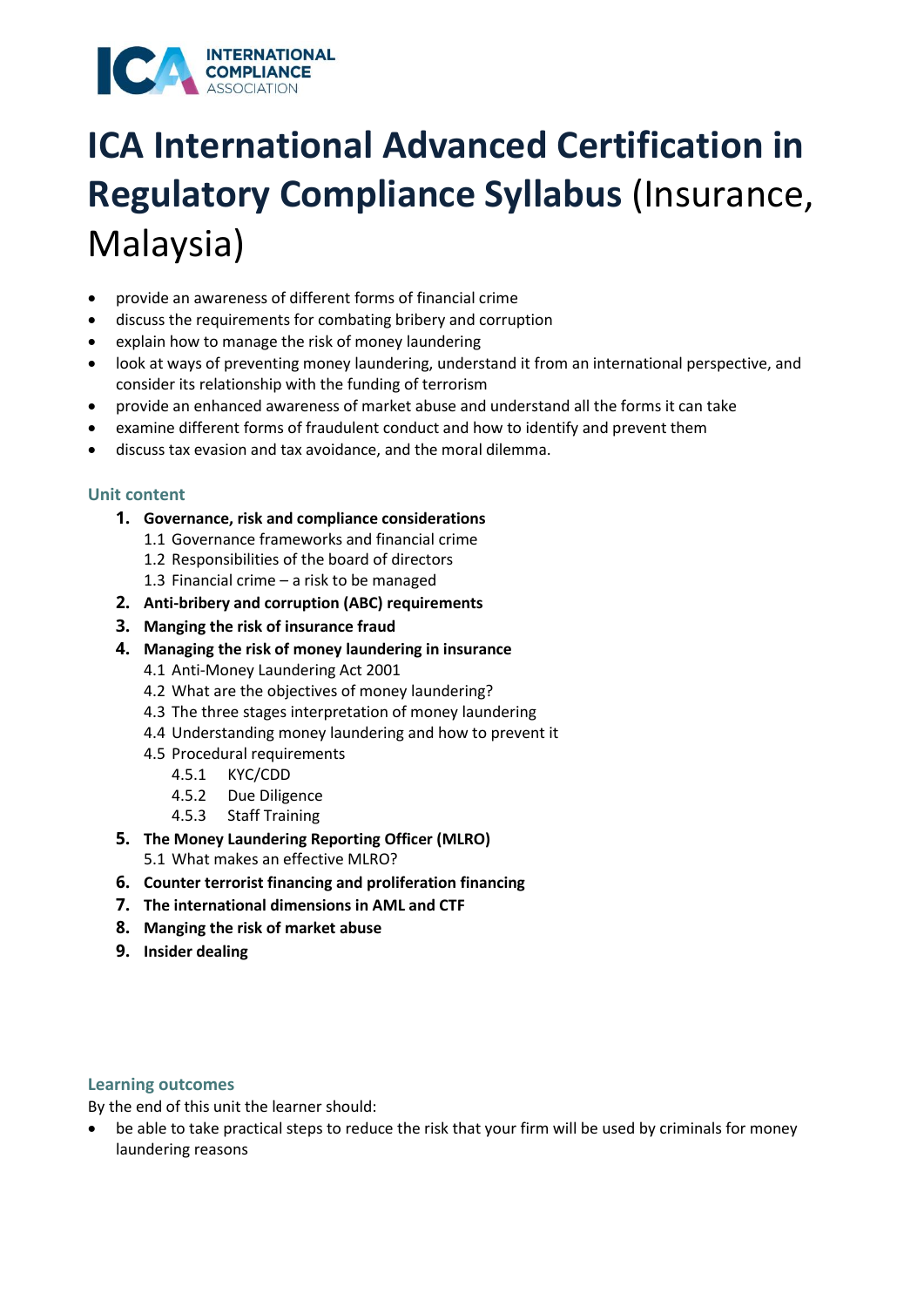# ICA International Advanced Certification in Regulatory Compliance Syllabus (Insurance, Malaysia)

- provide an awareness of different forms of financial crime
- discuss the requirements for combating bribery and corruption
- explain how to manage the risk of money laundering
- look at ways of preventing money laundering, understand it from an international perspective, and consider its relationship with the funding of terrorism
- provide an enhanced awareness of market abuse and understand all the forms it can take
- examine different forms of fraudulent conduct and how to identify and prevent them
- discuss tax evasion and tax avoidance, and the moral dilemma.

## Unit content

1. **Governance, risk and compliance considerations**
   - 1.1 Governance frameworks and financial crime
   - 1.2 Responsibilities of the board of directors
   - 1.3 Financial crime – a risk to be managed
2. **Anti-bribery and corruption (ABC) requirements**
3. **Manging the risk of insurance fraud**
4. **Managing the risk of money laundering in insurance**
   - 4.1 Anti-Money Laundering Act 2001
   - 4.2 What are the objectives of money laundering?
   - 4.3 The three stages interpretation of money laundering
   - 4.4 Understanding money laundering and how to prevent it
   - 4.5 Procedural requirements
     - 4.5.1 KYC/CDD
     - 4.5.2 Due Diligence
     - 4.5.3 Staff Training
5. **The Money Laundering Reporting Officer (MLRO)**
   - 5.1 What makes an effective MLRO?
6. **Counter terrorist financing and proliferation financing**
7. **The international dimensions in AML and CTF**
8. **Manging the risk of market abuse**
9. **Insider dealing**

## Learning outcomes

By the end of this unit the learner should:

- be able to take practical steps to reduce the risk that your firm will be used by criminals for money laundering reasons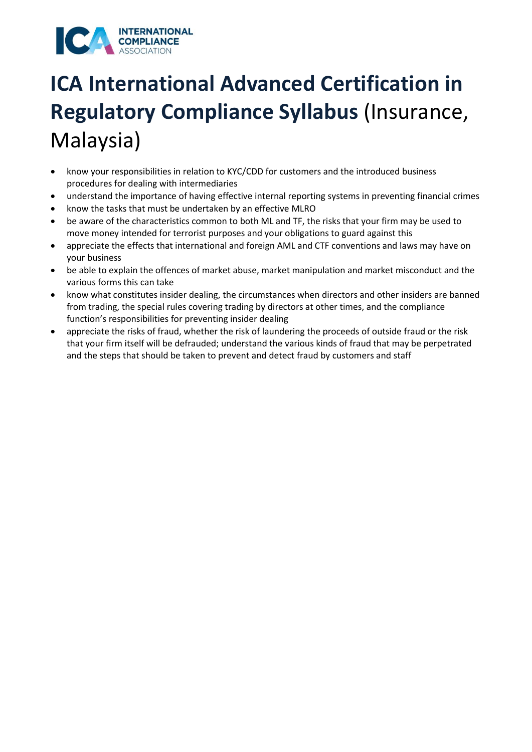# ICA International Advanced Certification in Regulatory Compliance Syllabus (Insurance, Malaysia)

- know your responsibilities in relation to KYC/CDD for customers and the introduced business procedures for dealing with intermediaries
- understand the importance of having effective internal reporting systems in preventing financial crimes
- know the tasks that must be undertaken by an effective MLRO
- be aware of the characteristics common to both ML and TF, the risks that your firm may be used to move money intended for terrorist purposes and your obligations to guard against this
- appreciate the effects that international and foreign AML and CTF conventions and laws may have on your business
- be able to explain the offences of market abuse, market manipulation and market misconduct and the various forms this can take
- know what constitutes insider dealing, the circumstances when directors and other insiders are banned from trading, the special rules covering trading by directors at other times, and the compliance function's responsibilities for preventing insider dealing
- appreciate the risks of fraud, whether the risk of laundering the proceeds of outside fraud or the risk that your firm itself will be defrauded; understand the various kinds of fraud that may be perpetrated and the steps that should be taken to prevent and detect fraud by customers and staff